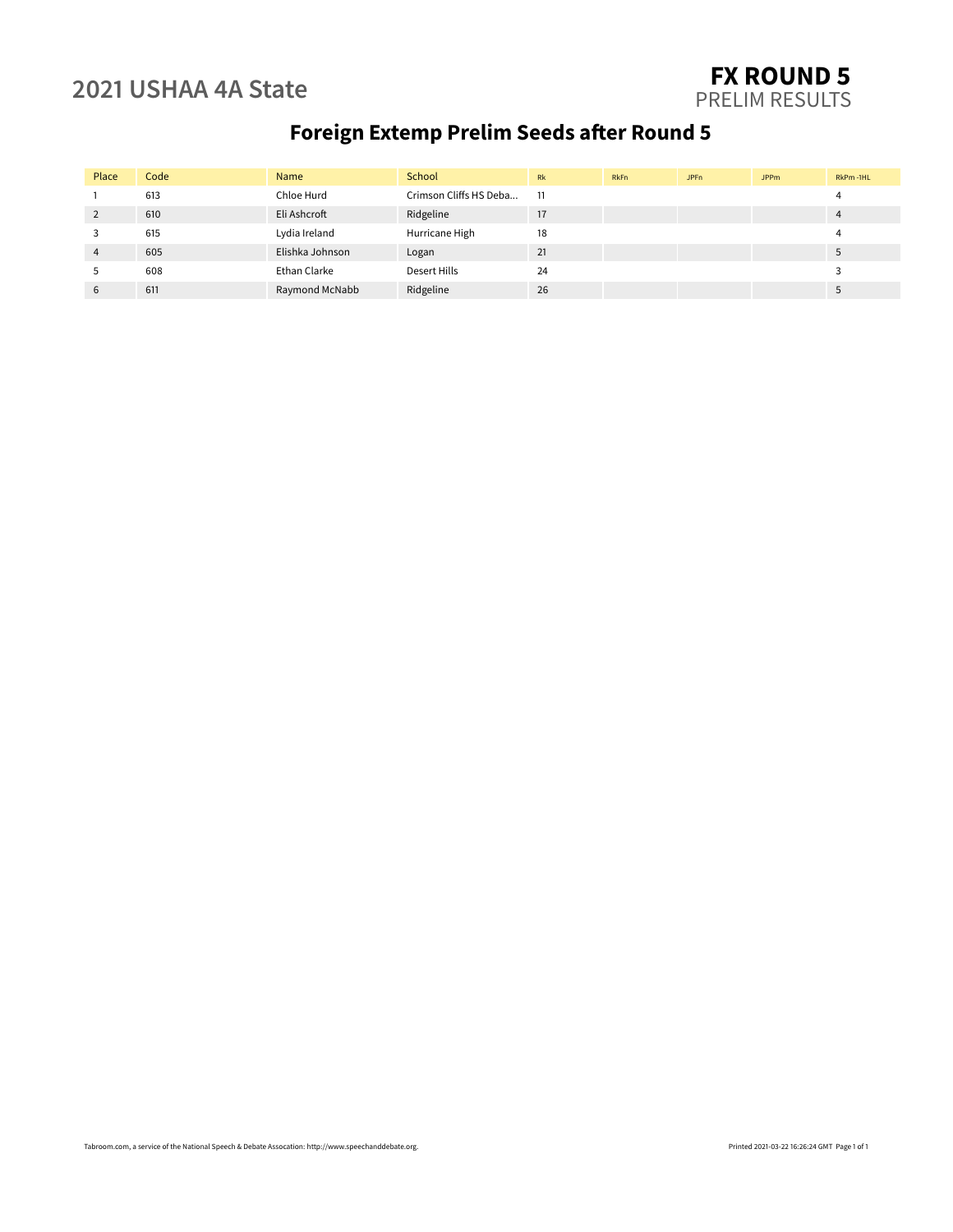# 2021 USHAA 4A State

## FX ROUND 5
PRELIM RESULTS

### Foreign Extemp Prelim Seeds after Round 5

| Place | Code | Name | School | Rk | RkFn | JPFn | JPPm | RkPm -1HL |
|---|---|---|---|---|---|---|---|---|
| 1 | 613 | Chloe Hurd | Crimson Cliffs HS Deba... | 11 | | | | 4 |
| 2 | 610 | Eli Ashcroft | Ridgeline | 17 | | | | 4 |
| 3 | 615 | Lydia Ireland | Hurricane High | 18 | | | | 4 |
| 4 | 605 | Elishka Johnson | Logan | 21 | | | | 5 |
| 5 | 608 | Ethan Clarke | Desert Hills | 24 | | | | 3 |
| 6 | 611 | Raymond McNabb | Ridgeline | 26 | | | | 5 |

Tabroom.com, a service of the National Speech & Debate Assocation: http://www.speechanddebate.org.

Printed 2021-03-22 16:26:24 GMT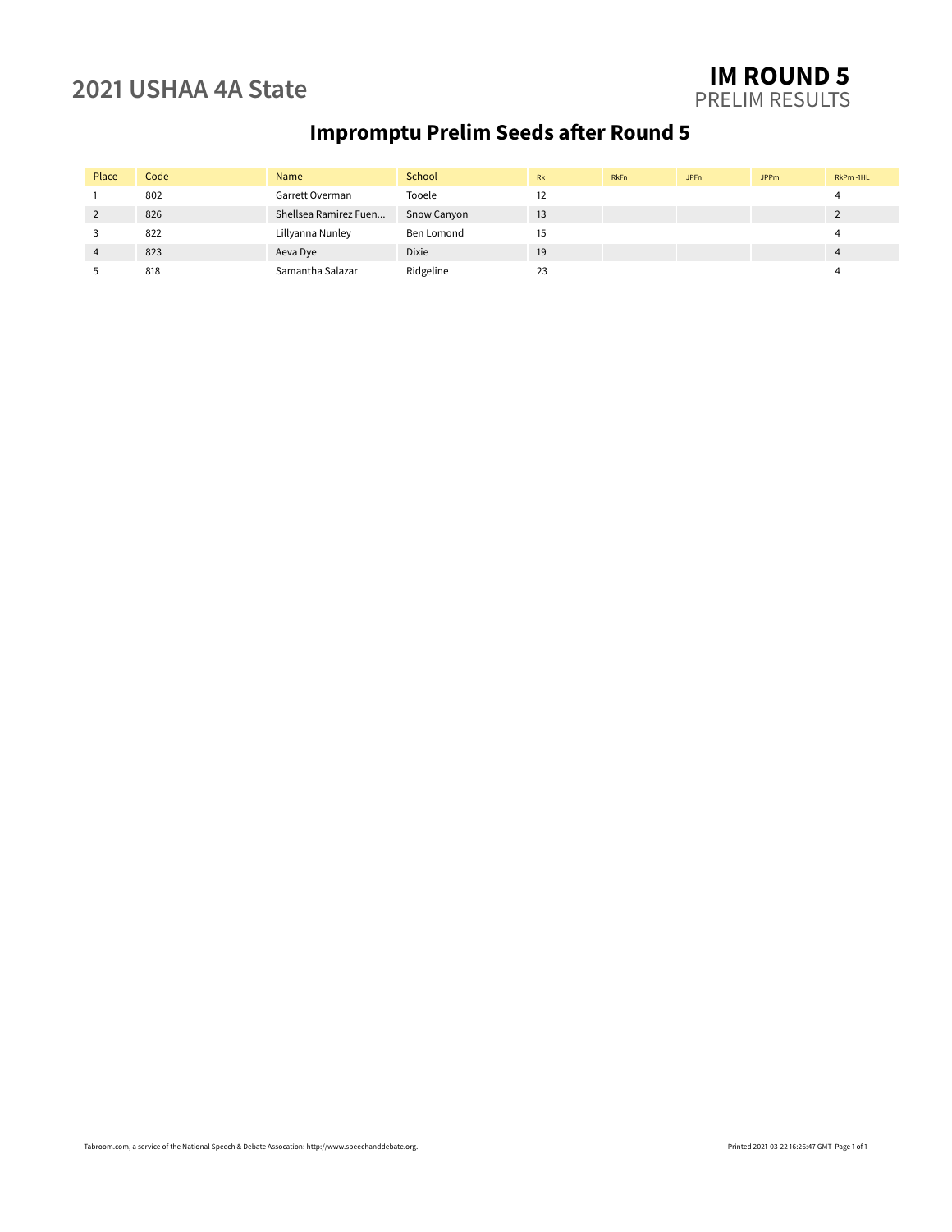# 2021 USHAA 4A State

**IM ROUND 5**
PRELIM RESULTS

## Impromptu Prelim Seeds after Round 5

| Place | Code | Name | School | Rk | RkFn | JPFn | JPPm | RkPm -1HL |
|---|---|---|---|---|---|---|---|---|
| 1 | 802 | Garrett Overman | Tooele | 12 | | | | 4 |
| 2 | 826 | Shellsea Ramirez Fuen... | Snow Canyon | 13 | | | | 2 |
| 3 | 822 | Lillyanna Nunley | Ben Lomond | 15 | | | | 4 |
| 4 | 823 | Aeva Dye | Dixie | 19 | | | | 4 |
| 5 | 818 | Samantha Salazar | Ridgeline | 23 | | | | 4 |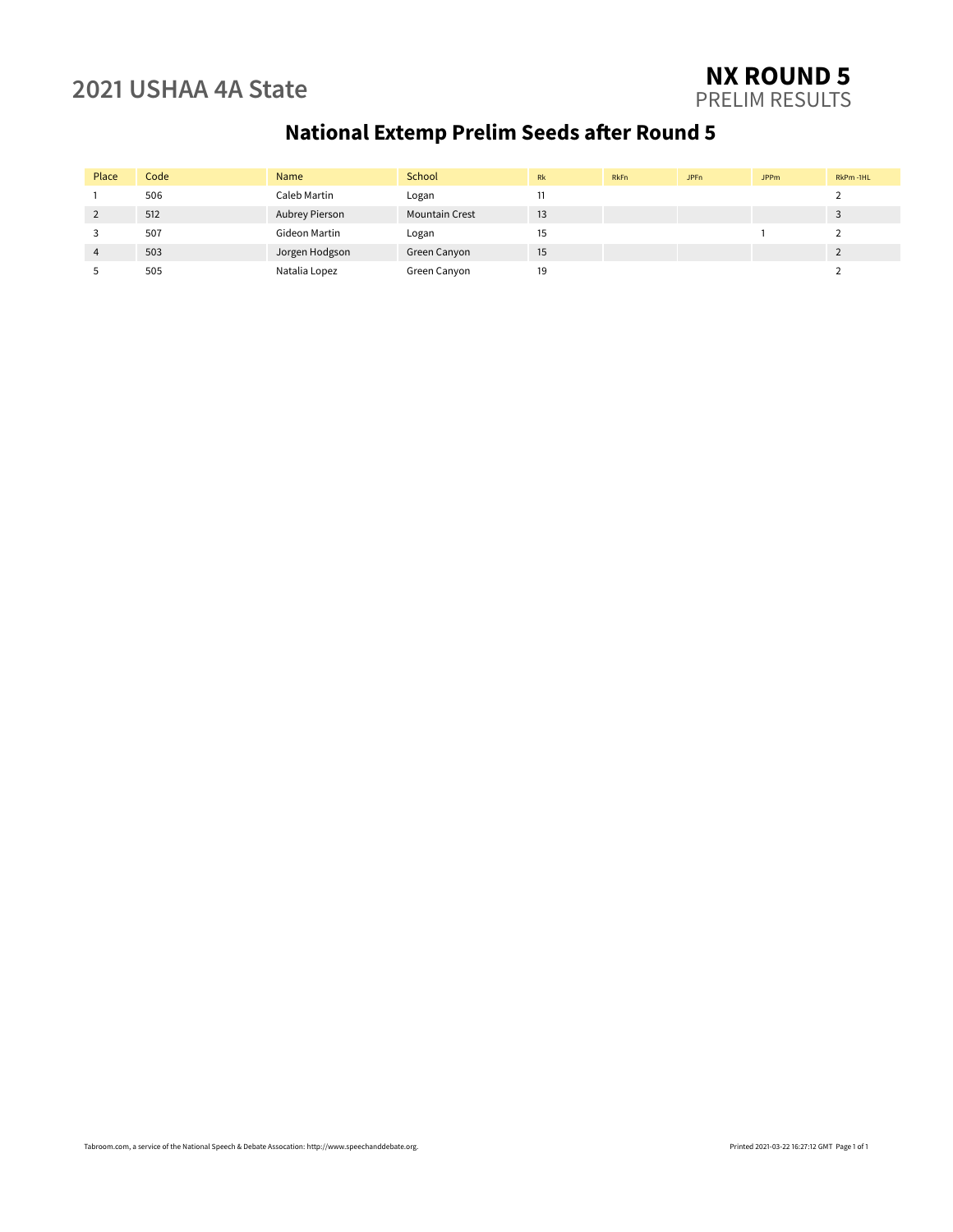2021 USHAA 4A State

# NX ROUND 5

PRELIM RESULTS

## National Extemp Prelim Seeds after Round 5

| Place | Code | Name | School | Rk | RkFn | JPFn | JPPm | RkPm -1HL |
|---|---|---|---|---|---|---|---|---|
| 1 | 506 | Caleb Martin | Logan | 11 | | | | 2 |
| 2 | 512 | Aubrey Pierson | Mountain Crest | 13 | | | | 3 |
| 3 | 507 | Gideon Martin | Logan | 15 | | | 1 | 2 |
| 4 | 503 | Jorgen Hodgson | Green Canyon | 15 | | | | 2 |
| 5 | 505 | Natalia Lopez | Green Canyon | 19 | | | | 2 |

Tabroom.com, a service of the National Speech & Debate Assocation: http://www.speechanddebate.org.

Printed 2021-03-22 16:27:12 GMT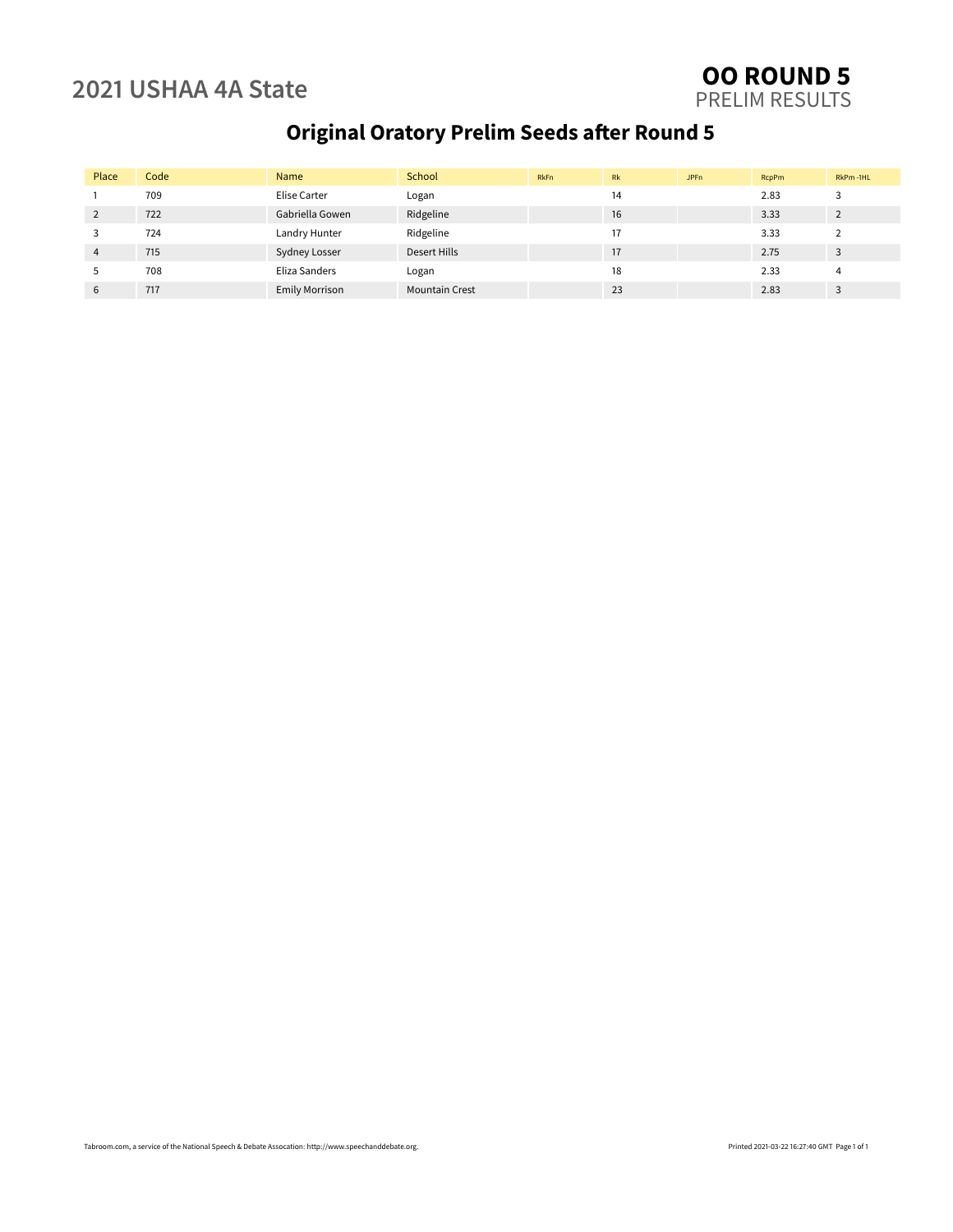## 2021 USHAA 4A State

# OO ROUND 5

PRELIM RESULTS

## Original Oratory Prelim Seeds after Round 5

| Place | Code | Name | School | RkFn | Rk | JPFn | RcpPm | RkPm -1HL |
|---|---|---|---|---|---|---|---|---|
| 1 | 709 | Elise Carter | Logan | | 14 | | 2.83 | 3 |
| 2 | 722 | Gabriella Gowen | Ridgeline | | 16 | | 3.33 | 2 |
| 3 | 724 | Landry Hunter | Ridgeline | | 17 | | 3.33 | 2 |
| 4 | 715 | Sydney Losser | Desert Hills | | 17 | | 2.75 | 3 |
| 5 | 708 | Eliza Sanders | Logan | | 18 | | 2.33 | 4 |
| 6 | 717 | Emily Morrison | Mountain Crest | | 23 | | 2.83 | 3 |

Tabroom.com, a service of the National Speech & Debate Assocation: http://www.speechanddebate.org.

Printed 2021-03-22 16:27:40 GMT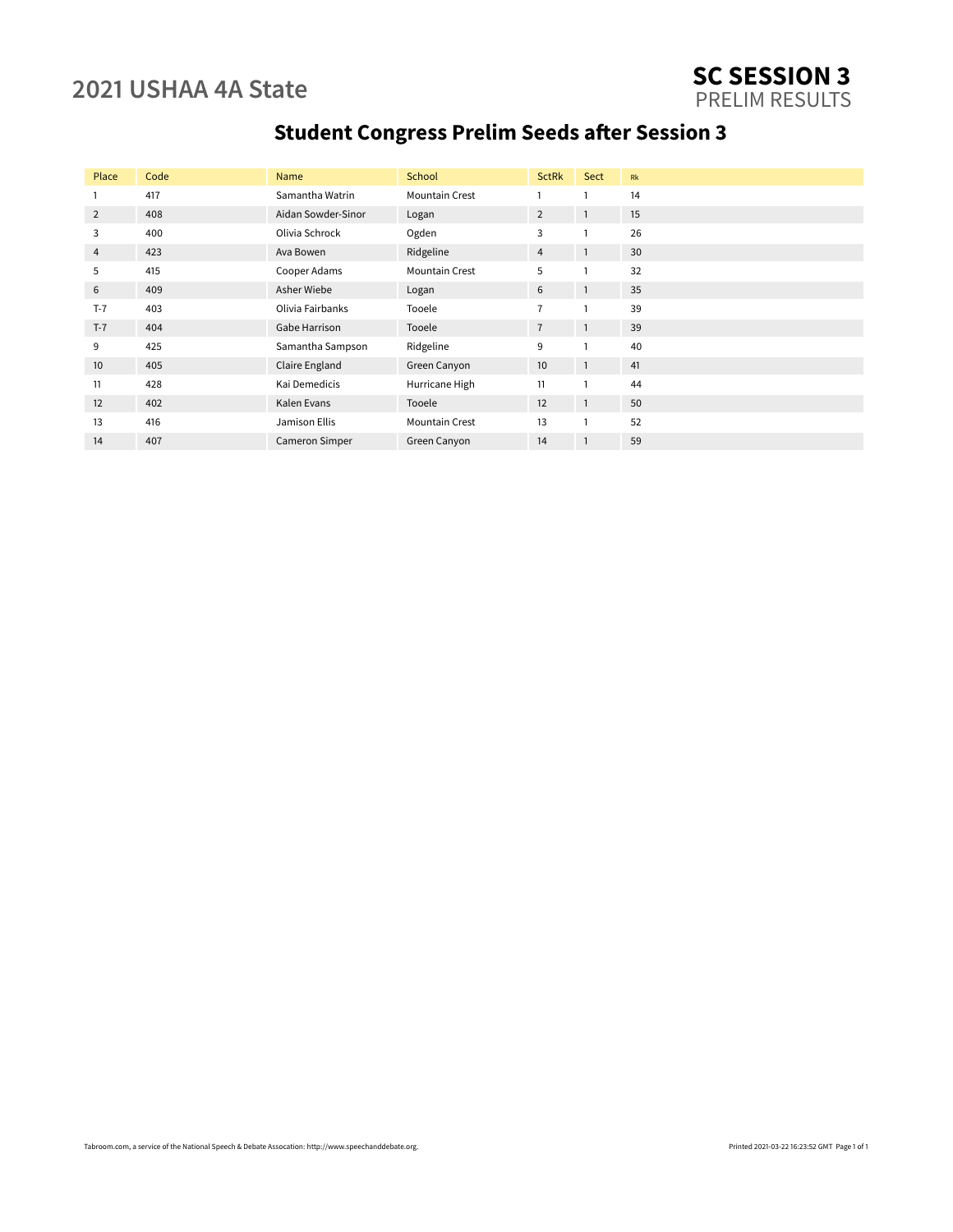# 2021 USHAA 4A State

## SC SESSION 3
PRELIM RESULTS

## Student Congress Prelim Seeds after Session 3

| Place | Code | Name | School | SctRk | Sect | Rk |
|---|---|---|---|---|---|---|
| 1 | 417 | Samantha Watrin | Mountain Crest | 1 | 1 | 14 |
| 2 | 408 | Aidan Sowder-Sinor | Logan | 2 | 1 | 15 |
| 3 | 400 | Olivia Schrock | Ogden | 3 | 1 | 26 |
| 4 | 423 | Ava Bowen | Ridgeline | 4 | 1 | 30 |
| 5 | 415 | Cooper Adams | Mountain Crest | 5 | 1 | 32 |
| 6 | 409 | Asher Wiebe | Logan | 6 | 1 | 35 |
| T-7 | 403 | Olivia Fairbanks | Tooele | 7 | 1 | 39 |
| T-7 | 404 | Gabe Harrison | Tooele | 7 | 1 | 39 |
| 9 | 425 | Samantha Sampson | Ridgeline | 9 | 1 | 40 |
| 10 | 405 | Claire England | Green Canyon | 10 | 1 | 41 |
| 11 | 428 | Kai Demedicis | Hurricane High | 11 | 1 | 44 |
| 12 | 402 | Kalen Evans | Tooele | 12 | 1 | 50 |
| 13 | 416 | Jamison Ellis | Mountain Crest | 13 | 1 | 52 |
| 14 | 407 | Cameron Simper | Green Canyon | 14 | 1 | 59 |

Tabroom.com, a service of the National Speech & Debate Assocation: http://www.speechanddebate.org.

Printed 2021-03-22 16:23:52 GMT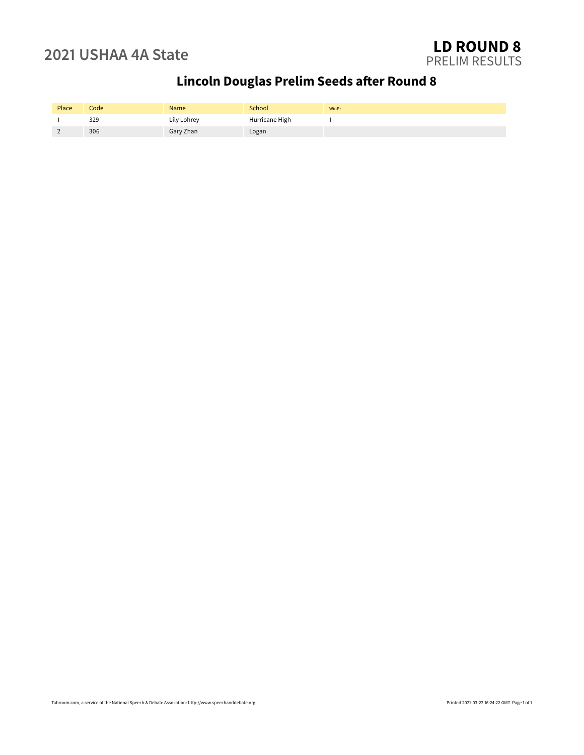2021 USHAA 4A State

**LD ROUND 8**
PRELIM RESULTS

## Lincoln Douglas Prelim Seeds after Round 8

| Place | Code | Name | School | WinPr |
|---|---|---|---|---|
| 1 | 329 | Lily Lohrey | Hurricane High | 1 |
| 2 | 306 | Gary Zhan | Logan | |

Tabroom.com, a service of the National Speech & Debate Assocation: http://www.speechanddebate.org.

Printed 2021-03-22 16:24:22 GMT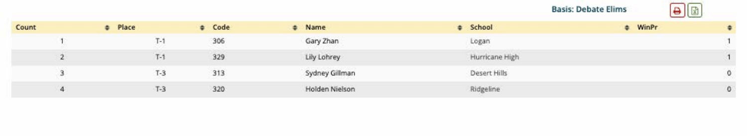Basis: Debate Elims

| Count | Place | Code | Name | School | WinPr |
| --- | --- | --- | --- | --- | --- |
| 1 | T-1 | 306 | Gary Zhan | Logan | 1 |
| 2 | T-1 | 329 | Lily Lohrey | Hurricane High | 1 |
| 3 | T-3 | 313 | Sydney Gillman | Desert Hills | 0 |
| 4 | T-3 | 320 | Holden Nielson | Ridgeline | 0 |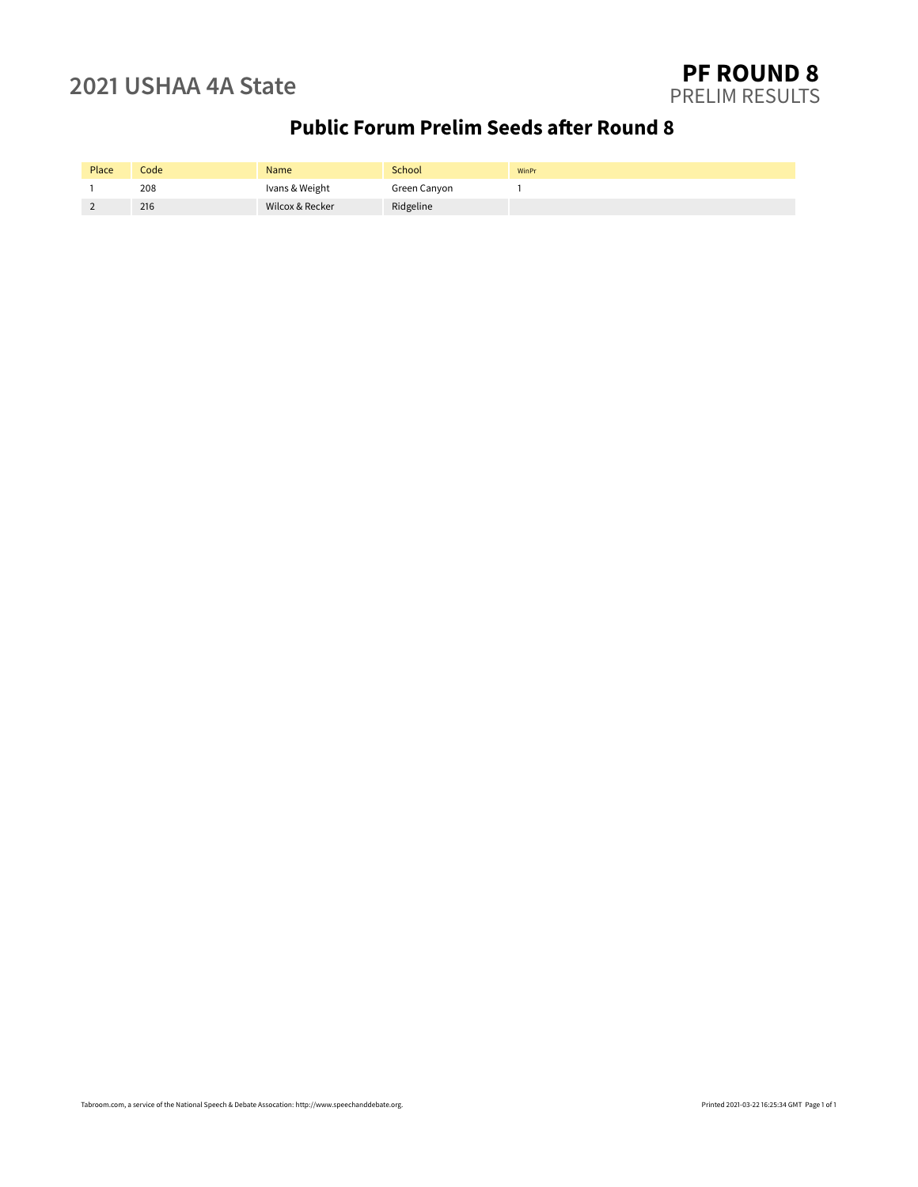2021 USHAA 4A State

**PF ROUND 8**
PRELIM RESULTS

## Public Forum Prelim Seeds after Round 8

| Place | Code | Name | School | WinPr |
|---|---|---|---|---|
| 1 | 208 | Ivans & Weight | Green Canyon | 1 |
| 2 | 216 | Wilcox & Recker | Ridgeline | |

Tabroom.com, a service of the National Speech & Debate Assocation: http://www.speechanddebate.org.

Printed 2021-03-22 16:25:34 GMT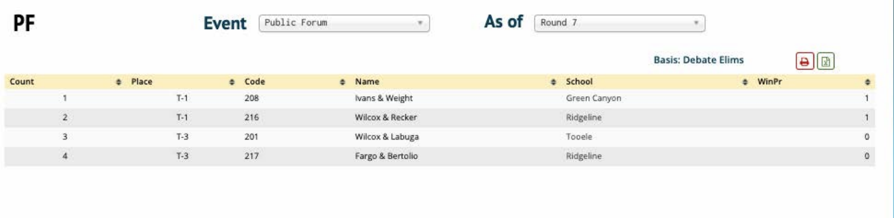# PF

**Event** Public Forum **As of** Round 7

**Basis: Debate Elims**

| Count | Place | Code | Name | School | WinPr |
|---|---|---|---|---|---|
| 1 | T-1 | 208 | Ivans & Weight | Green Canyon | 1 |
| 2 | T-1 | 216 | Wilcox & Recker | Ridgeline | 1 |
| 3 | T-3 | 201 | Wilcox & Labuga | Tooele | 0 |
| 4 | T-3 | 217 | Fargo & Bertolio | Ridgeline | 0 |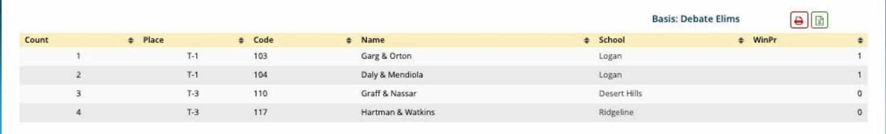**Basis: Debate Elims**

| Count | Place | Code | Name | School | WinPr |
|---|---|---|---|---|---|
| 1 | T-1 | 103 | Garg & Orton | Logan | 1 |
| 2 | T-1 | 104 | Daly & Mendiola | Logan | 1 |
| 3 | T-3 | 110 | Graff & Nassar | Desert Hills | 0 |
| 4 | T-3 | 117 | Hartman & Watkins | Ridgeline | 0 |